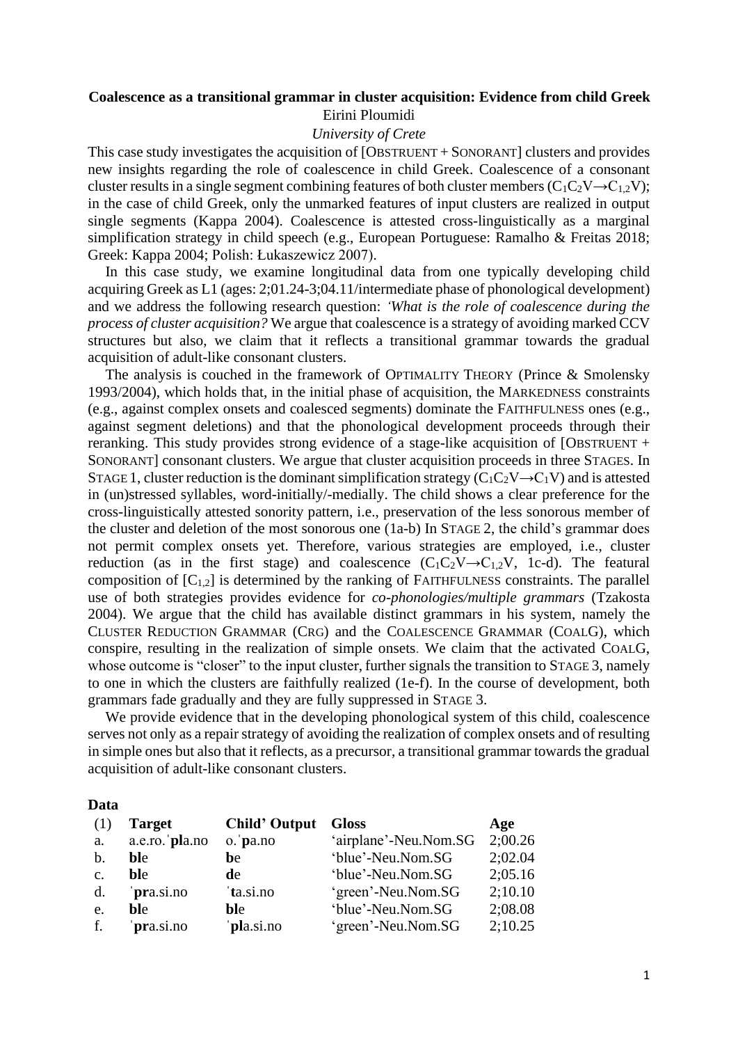**Coalescence as a transitional grammar in cluster acquisition: Evidence from child Greek**

Eirini Ploumidi

*University of Crete*

This case study investigates the acquisition of [OBSTRUENT + SONORANT] clusters and provides new insights regarding the role of coalescence in child Greek. Coalescence of a consonant cluster results in a single segment combining features of both cluster members ($C_1C_2V \rightarrow C_{1,2}V$); in the case of child Greek, only the unmarked features of input clusters are realized in output single segments (Kappa 2004). Coalescence is attested cross-linguistically as a marginal simplification strategy in child speech (e.g., European Portuguese: Ramalho & Freitas 2018; Greek: Kappa 2004; Polish: Łukaszewicz 2007).

In this case study, we examine longitudinal data from one typically developing child acquiring Greek as L1 (ages: 2;01.24-3;04.11/intermediate phase of phonological development) and we address the following research question: *'What is the role of coalescence during the process of cluster acquisition?* We argue that coalescence is a strategy of avoiding marked CCV structures but also, we claim that it reflects a transitional grammar towards the gradual acquisition of adult-like consonant clusters.

The analysis is couched in the framework of OPTIMALITY THEORY (Prince & Smolensky 1993/2004), which holds that, in the initial phase of acquisition, the MARKEDNESS constraints (e.g., against complex onsets and coalesced segments) dominate the FAITHFULNESS ones (e.g., against segment deletions) and that the phonological development proceeds through their reranking. This study provides strong evidence of a stage-like acquisition of [OBSTRUENT + SONORANT] consonant clusters. We argue that cluster acquisition proceeds in three STAGES. In STAGE 1, cluster reduction is the dominant simplification strategy ($C_1C_2V \rightarrow C_1V$) and is attested in (un)stressed syllables, word-initially/-medially. The child shows a clear preference for the cross-linguistically attested sonority pattern, i.e., preservation of the less sonorous member of the cluster and deletion of the most sonorous one (1a-b) In STAGE 2, the child's grammar does not permit complex onsets yet. Therefore, various strategies are employed, i.e., cluster reduction (as in the first stage) and coalescence ($C_1C_2V \rightarrow C_{1,2}V$, 1c-d). The featural composition of [$C_{1,2}$] is determined by the ranking of FAITHFULNESS constraints. The parallel use of both strategies provides evidence for *co-phonologies/multiple grammars* (Tzakosta 2004). We argue that the child has available distinct grammars in his system, namely the CLUSTER REDUCTION GRAMMAR (CRG) and the COALESCENCE GRAMMAR (COALG), which conspire, resulting in the realization of simple onsets. We claim that the activated COALG, whose outcome is "closer" to the input cluster, further signals the transition to STAGE 3, namely to one in which the clusters are faithfully realized (1e-f). In the course of development, both grammars fade gradually and they are fully suppressed in STAGE 3.

We provide evidence that in the developing phonological system of this child, coalescence serves not only as a repair strategy of avoiding the realization of complex onsets and of resulting in simple ones but also that it reflects, as a precursor, a transitional grammar towards the gradual acquisition of adult-like consonant clusters.

**Data**

| (1) | **Target** | **Child' Output** | **Gloss** | **Age** |
|---|---|---|---|---|
| a. | a.e.ro.ˈ**pl**a.no | o.ˈ**p**a.no | 'airplane'-Neu.Nom.SG | 2;00.26 |
| b. | **bl**e | **b**e | 'blue'-Neu.Nom.SG | 2;02.04 |
| c. | **bl**e | **d**e | 'blue'-Neu.Nom.SG | 2;05.16 |
| d. | ˈ**pr**a.si.no | ˈ**t**a.si.no | 'green'-Neu.Nom.SG | 2;10.10 |
| e. | **bl**e | **bl**e | 'blue'-Neu.Nom.SG | 2;08.08 |
| f. | ˈ**pr**a.si.no | ˈ**pl**a.si.no | 'green'-Neu.Nom.SG | 2;10.25 |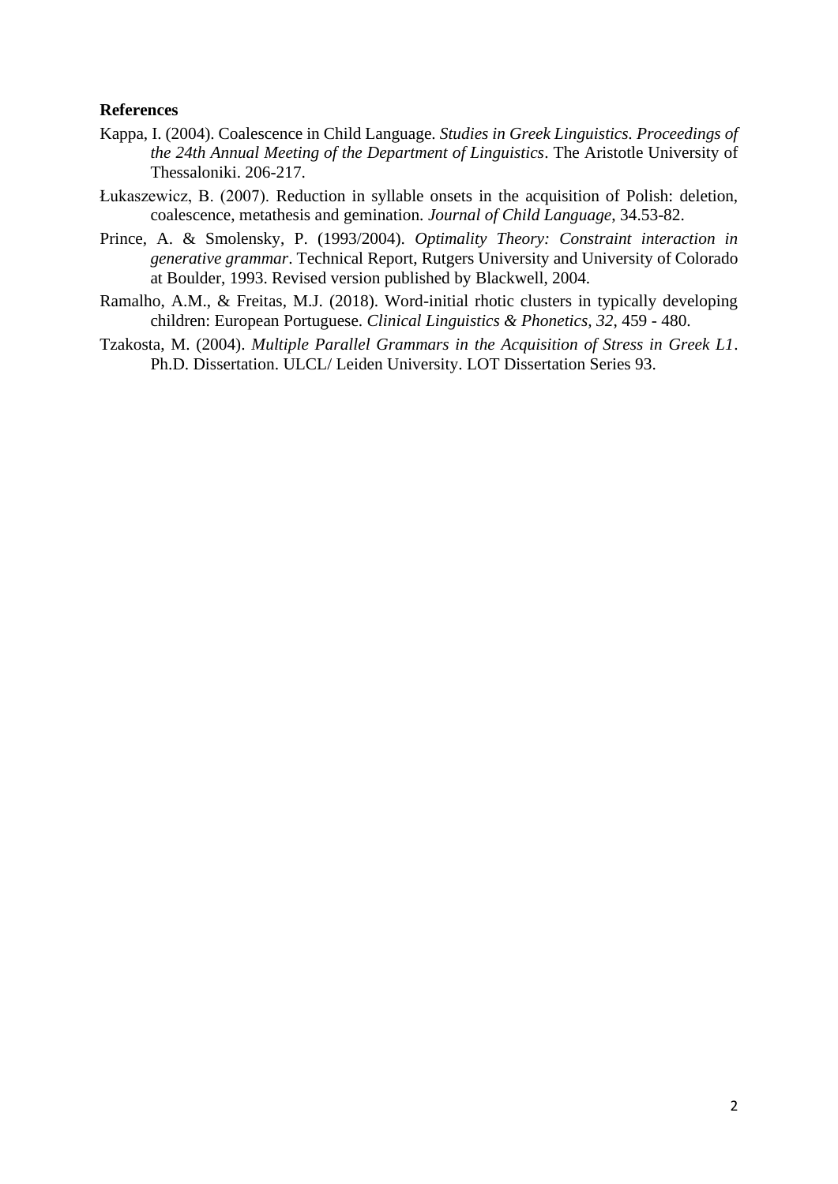**References**

Kappa, I. (2004). Coalescence in Child Language. *Studies in Greek Linguistics. Proceedings of the 24th Annual Meeting of the Department of Linguistics*. The Aristotle University of Thessaloniki. 206-217.

Łukaszewicz, B. (2007). Reduction in syllable onsets in the acquisition of Polish: deletion, coalescence, metathesis and gemination. *Journal of Child Language*, 34.53-82.

Prince, A. & Smolensky, P. (1993/2004). *Optimality Theory: Constraint interaction in generative grammar*. Technical Report, Rutgers University and University of Colorado at Boulder, 1993. Revised version published by Blackwell, 2004.

Ramalho, A.M., & Freitas, M.J. (2018). Word-initial rhotic clusters in typically developing children: European Portuguese. *Clinical Linguistics & Phonetics, 32*, 459 - 480.

Tzakosta, M. (2004). *Multiple Parallel Grammars in the Acquisition of Stress in Greek L1*. Ph.D. Dissertation. ULCL/ Leiden University. LOT Dissertation Series 93.